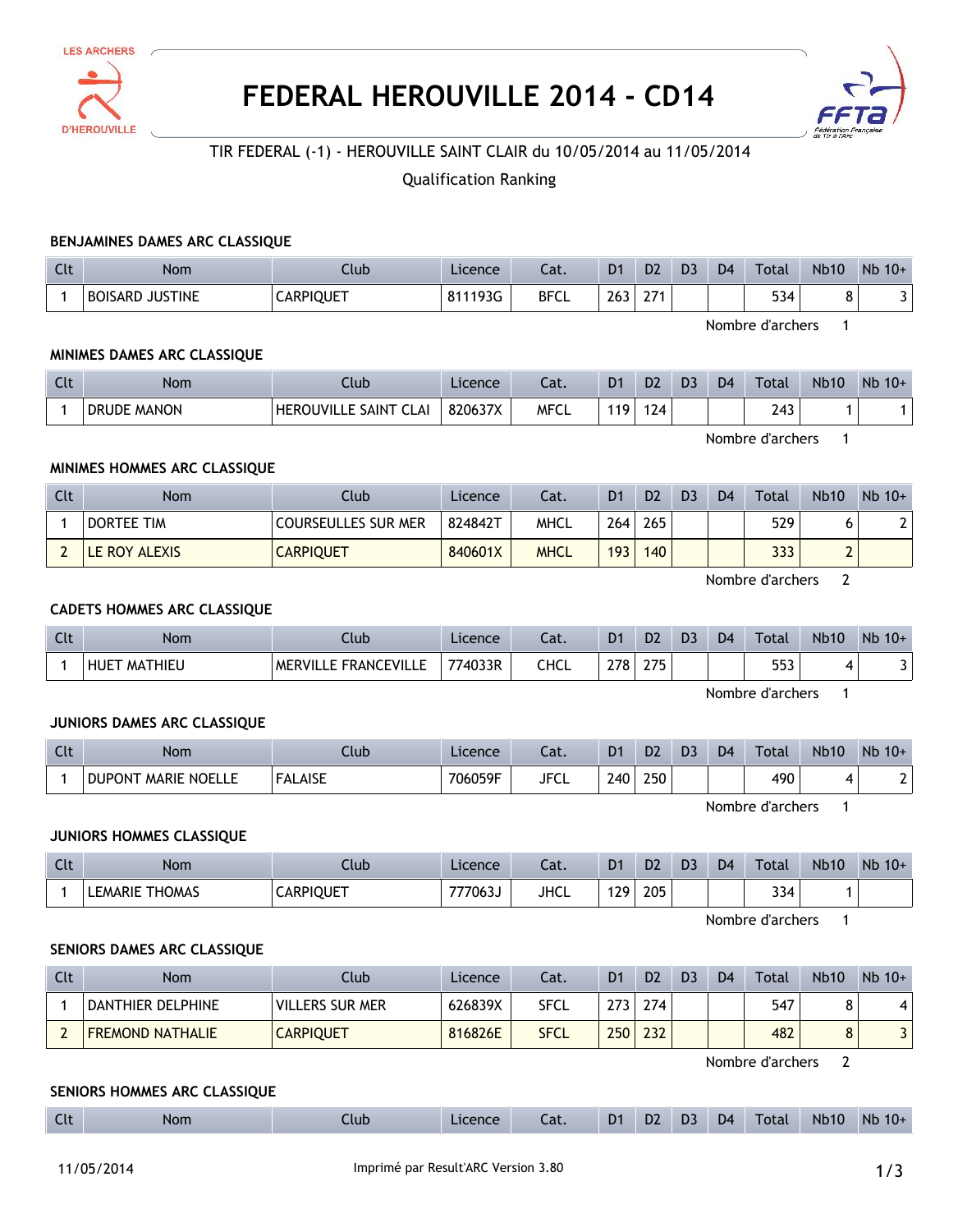# FEDERAL HEROUVILLE 2014 - CD14

TIR FEDERAL (-1) - HEROUVILLE SAINT CLAIR du 10/05/2014 au 11/05/2014

Qualification Ranking

### BENJAMINES DAMES ARC CLASSIQUE

| Clt | Nom | Club | Licence | Cat. | D1 | D2 | D3 | D4 | Total | Nb10 | Nb 10+ |
|---|---|---|---|---|---|---|---|---|---|---|---|
| 1 | BOISARD JUSTINE | CARPIQUET | 811193G | BFCL | 263 | 271 | | | 534 | 8 | 3 |

Nombre d'archers 1

### MINIMES DAMES ARC CLASSIQUE

| Clt | Nom | Club | Licence | Cat. | D1 | D2 | D3 | D4 | Total | Nb10 | Nb 10+ |
|---|---|---|---|---|---|---|---|---|---|---|---|
| 1 | DRUDE MANON | HEROUVILLE SAINT CLAI | 820637X | MFCL | 119 | 124 | | | 243 | 1 | 1 |

Nombre d'archers 1

### MINIMES HOMMES ARC CLASSIQUE

| Clt | Nom | Club | Licence | Cat. | D1 | D2 | D3 | D4 | Total | Nb10 | Nb 10+ |
|---|---|---|---|---|---|---|---|---|---|---|---|
| 1 | DORTEE TIM | COURSEULLES SUR MER | 824842T | MHCL | 264 | 265 | | | 529 | 6 | 2 |
| 2 | LE ROY ALEXIS | CARPIQUET | 840601X | MHCL | 193 | 140 | | | 333 | 2 | |

Nombre d'archers 2

### CADETS HOMMES ARC CLASSIQUE

| Clt | Nom | Club | Licence | Cat. | D1 | D2 | D3 | D4 | Total | Nb10 | Nb 10+ |
|---|---|---|---|---|---|---|---|---|---|---|---|
| 1 | HUET MATHIEU | MERVILLE FRANCEVILLE | 774033R | CHCL | 278 | 275 | | | 553 | 4 | 3 |

Nombre d'archers 1

### JUNIORS DAMES ARC CLASSIQUE

| Clt | Nom | Club | Licence | Cat. | D1 | D2 | D3 | D4 | Total | Nb10 | Nb 10+ |
|---|---|---|---|---|---|---|---|---|---|---|---|
| 1 | DUPONT MARIE NOELLE | FALAISE | 706059F | JFCL | 240 | 250 | | | 490 | 4 | 2 |

Nombre d'archers 1

### JUNIORS HOMMES CLASSIQUE

| Clt | Nom | Club | Licence | Cat. | D1 | D2 | D3 | D4 | Total | Nb10 | Nb 10+ |
|---|---|---|---|---|---|---|---|---|---|---|---|
| 1 | LEMARIE THOMAS | CARPIQUET | 777063J | JHCL | 129 | 205 | | | 334 | 1 | |

Nombre d'archers 1

### SENIORS DAMES ARC CLASSIQUE

| Clt | Nom | Club | Licence | Cat. | D1 | D2 | D3 | D4 | Total | Nb10 | Nb 10+ |
|---|---|---|---|---|---|---|---|---|---|---|---|
| 1 | DANTHIER DELPHINE | VILLERS SUR MER | 626839X | SFCL | 273 | 274 | | | 547 | 8 | 4 |
| 2 | FREMOND NATHALIE | CARPIQUET | 816826E | SFCL | 250 | 232 | | | 482 | 8 | 3 |

Nombre d'archers 2

### SENIORS HOMMES ARC CLASSIQUE

| Clt | Nom | Club | Licence | Cat. | D1 | D2 | D3 | D4 | Total | Nb10 | Nb 10+ |
|---|---|---|---|---|---|---|---|---|---|---|---|

11/05/2014 Imprimé par Result'ARC Version 3.80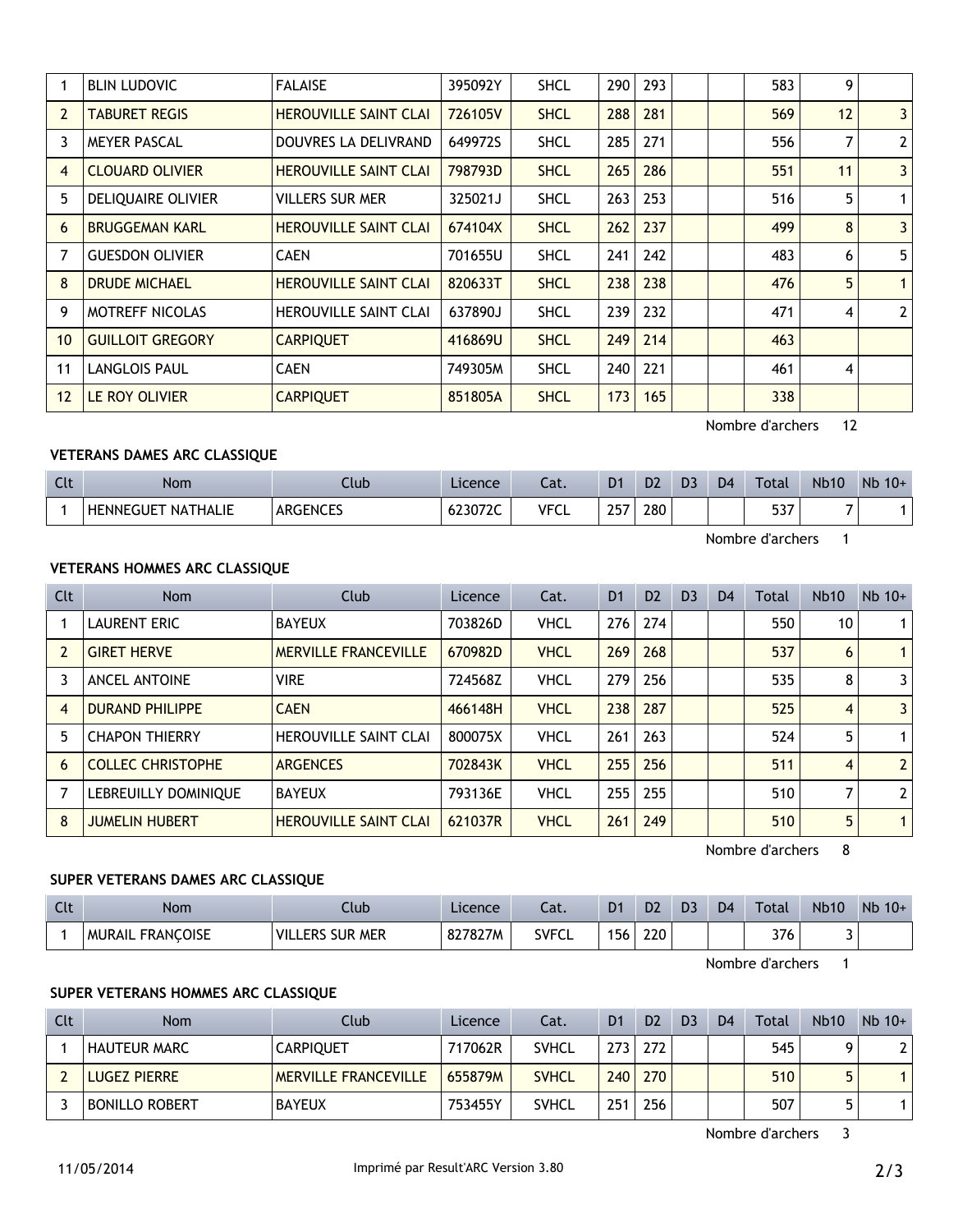| Clt | Nom | Club | Licence | Cat. | D1 | D2 | D3 | D4 | Total | Nb10 | Nb 10+ |
|---|---|---|---|---|---|---|---|---|---|---|---|
| 1 | BLIN LUDOVIC | FALAISE | 395092Y | SHCL | 290 | 293 | | | 583 | 9 | |
| 2 | TABURET REGIS | HEROUVILLE SAINT CLAI | 726105V | SHCL | 288 | 281 | | | 569 | 12 | 3 |
| 3 | MEYER PASCAL | DOUVRES LA DELIVRAND | 649972S | SHCL | 285 | 271 | | | 556 | 7 | 2 |
| 4 | CLOUARD OLIVIER | HEROUVILLE SAINT CLAI | 798793D | SHCL | 265 | 286 | | | 551 | 11 | 3 |
| 5 | DELIQUAIRE OLIVIER | VILLERS SUR MER | 325021J | SHCL | 263 | 253 | | | 516 | 5 | 1 |
| 6 | BRUGGEMAN KARL | HEROUVILLE SAINT CLAI | 674104X | SHCL | 262 | 237 | | | 499 | 8 | 3 |
| 7 | GUESDON OLIVIER | CAEN | 701655U | SHCL | 241 | 242 | | | 483 | 6 | 5 |
| 8 | DRUDE MICHAEL | HEROUVILLE SAINT CLAI | 820633T | SHCL | 238 | 238 | | | 476 | 5 | 1 |
| 9 | MOTREFF NICOLAS | HEROUVILLE SAINT CLAI | 637890J | SHCL | 239 | 232 | | | 471 | 4 | 2 |
| 10 | GUILLOIT GREGORY | CARPIQUET | 416869U | SHCL | 249 | 214 | | | 463 | | |
| 11 | LANGLOIS PAUL | CAEN | 749305M | SHCL | 240 | 221 | | | 461 | 4 | |
| 12 | LE ROY OLIVIER | CARPIQUET | 851805A | SHCL | 173 | 165 | | | 338 | | |

Nombre d'archers 12

### VETERANS DAMES ARC CLASSIQUE

| Clt | Nom | Club | Licence | Cat. | D1 | D2 | D3 | D4 | Total | Nb10 | Nb 10+ |
|---|---|---|---|---|---|---|---|---|---|---|---|
| 1 | HENNEGUET NATHALIE | ARGENCES | 623072C | VFCL | 257 | 280 | | | 537 | 7 | 1 |

Nombre d'archers 1

### VETERANS HOMMES ARC CLASSIQUE

| Clt | Nom | Club | Licence | Cat. | D1 | D2 | D3 | D4 | Total | Nb10 | Nb 10+ |
|---|---|---|---|---|---|---|---|---|---|---|---|
| 1 | LAURENT ERIC | BAYEUX | 703826D | VHCL | 276 | 274 | | | 550 | 10 | 1 |
| 2 | GIRET HERVE | MERVILLE FRANCEVILLE | 670982D | VHCL | 269 | 268 | | | 537 | 6 | 1 |
| 3 | ANCEL ANTOINE | VIRE | 724568Z | VHCL | 279 | 256 | | | 535 | 8 | 3 |
| 4 | DURAND PHILIPPE | CAEN | 466148H | VHCL | 238 | 287 | | | 525 | 4 | 3 |
| 5 | CHAPON THIERRY | HEROUVILLE SAINT CLAI | 800075X | VHCL | 261 | 263 | | | 524 | 5 | 1 |
| 6 | COLLEC CHRISTOPHE | ARGENCES | 702843K | VHCL | 255 | 256 | | | 511 | 4 | 2 |
| 7 | LEBREUILLY DOMINIQUE | BAYEUX | 793136E | VHCL | 255 | 255 | | | 510 | 7 | 2 |
| 8 | JUMELIN HUBERT | HEROUVILLE SAINT CLAI | 621037R | VHCL | 261 | 249 | | | 510 | 5 | 1 |

Nombre d'archers 8

### SUPER VETERANS DAMES ARC CLASSIQUE

| Clt | Nom | Club | Licence | Cat. | D1 | D2 | D3 | D4 | Total | Nb10 | Nb 10+ |
|---|---|---|---|---|---|---|---|---|---|---|---|
| 1 | MURAIL FRANÇOISE | VILLERS SUR MER | 827827M | SVFCL | 156 | 220 | | | 376 | 3 | |

Nombre d'archers 1

### SUPER VETERANS HOMMES ARC CLASSIQUE

| Clt | Nom | Club | Licence | Cat. | D1 | D2 | D3 | D4 | Total | Nb10 | Nb 10+ |
|---|---|---|---|---|---|---|---|---|---|---|---|
| 1 | HAUTEUR MARC | CARPIQUET | 717062R | SVHCL | 273 | 272 | | | 545 | 9 | 2 |
| 2 | LUGEZ PIERRE | MERVILLE FRANCEVILLE | 655879M | SVHCL | 240 | 270 | | | 510 | 5 | 1 |
| 3 | BONILLO ROBERT | BAYEUX | 753455Y | SVHCL | 251 | 256 | | | 507 | 5 | 1 |

Nombre d'archers 3

11/05/2014 Imprimé par Result'ARC Version 3.80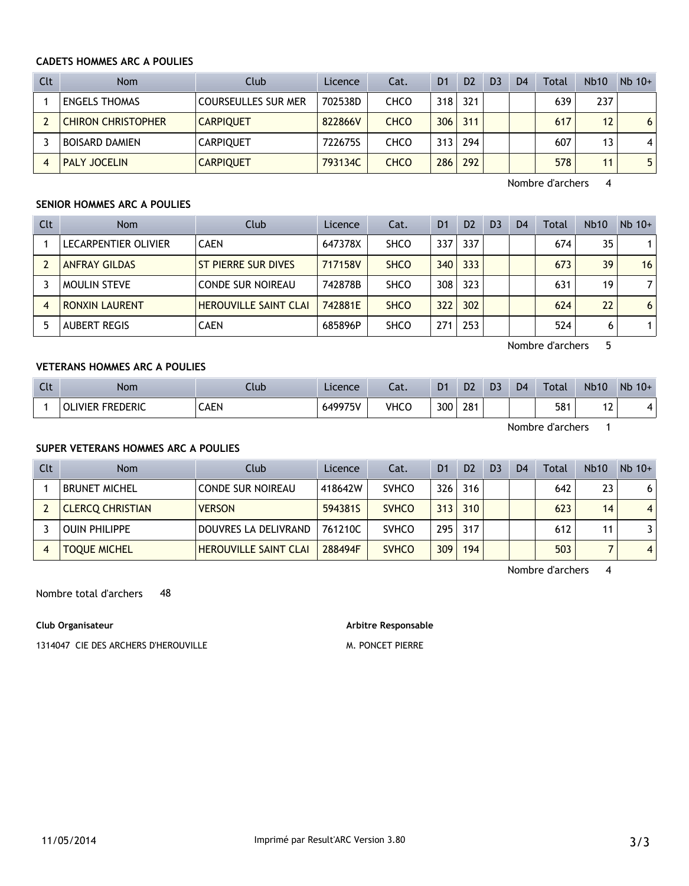#### CADETS HOMMES ARC A POULIES

| Clt | Nom | Club | Licence | Cat. | D1 | D2 | D3 | D4 | Total | Nb10 | Nb 10+ |
|---|---|---|---|---|---|---|---|---|---|---|---|
| 1 | ENGELS THOMAS | COURSEULLES SUR MER | 702538D | CHCO | 318 | 321 | | | 639 | 237 | |
| 2 | CHIRON CHRISTOPHER | CARPIQUET | 822866V | CHCO | 306 | 311 | | | 617 | 12 | 6 |
| 3 | BOISARD DAMIEN | CARPIQUET | 722675S | CHCO | 313 | 294 | | | 607 | 13 | 4 |
| 4 | PALY JOCELIN | CARPIQUET | 793134C | CHCO | 286 | 292 | | | 578 | 11 | 5 |

Nombre d'archers 4

#### SENIOR HOMMES ARC A POULIES

| Clt | Nom | Club | Licence | Cat. | D1 | D2 | D3 | D4 | Total | Nb10 | Nb 10+ |
|---|---|---|---|---|---|---|---|---|---|---|---|
| 1 | LECARPENTIER OLIVIER | CAEN | 647378X | SHCO | 337 | 337 | | | 674 | 35 | 1 |
| 2 | ANFRAY GILDAS | ST PIERRE SUR DIVES | 717158V | SHCO | 340 | 333 | | | 673 | 39 | 16 |
| 3 | MOULIN STEVE | CONDE SUR NOIREAU | 742878B | SHCO | 308 | 323 | | | 631 | 19 | 7 |
| 4 | RONXIN LAURENT | HEROUVILLE SAINT CLAI | 742881E | SHCO | 322 | 302 | | | 624 | 22 | 6 |
| 5 | AUBERT REGIS | CAEN | 685896P | SHCO | 271 | 253 | | | 524 | 6 | 1 |

Nombre d'archers 5

#### VETERANS HOMMES ARC A POULIES

| Clt | Nom | Club | Licence | Cat. | D1 | D2 | D3 | D4 | Total | Nb10 | Nb 10+ |
|---|---|---|---|---|---|---|---|---|---|---|---|
| 1 | OLIVIER FREDERIC | CAEN | 649975V | VHCO | 300 | 281 | | | 581 | 12 | 4 |

Nombre d'archers 1

#### SUPER VETERANS HOMMES ARC A POULIES

| Clt | Nom | Club | Licence | Cat. | D1 | D2 | D3 | D4 | Total | Nb10 | Nb 10+ |
|---|---|---|---|---|---|---|---|---|---|---|---|
| 1 | BRUNET MICHEL | CONDE SUR NOIREAU | 418642W | SVHCO | 326 | 316 | | | 642 | 23 | 6 |
| 2 | CLERCQ CHRISTIAN | VERSON | 594381S | SVHCO | 313 | 310 | | | 623 | 14 | 4 |
| 3 | OUIN PHILIPPE | DOUVRES LA DELIVRAND | 761210C | SVHCO | 295 | 317 | | | 612 | 11 | 3 |
| 4 | TOQUE MICHEL | HEROUVILLE SAINT CLAI | 288494F | SVHCO | 309 | 194 | | | 503 | 7 | 4 |

Nombre d'archers 4

Nombre total d'archers 48

**Club Organisateur**

1314047 CIE DES ARCHERS D'HEROUVILLE

**Arbitre Responsable**

M. PONCET PIERRE

11/05/2014 Imprimé par Result'ARC Version 3.80